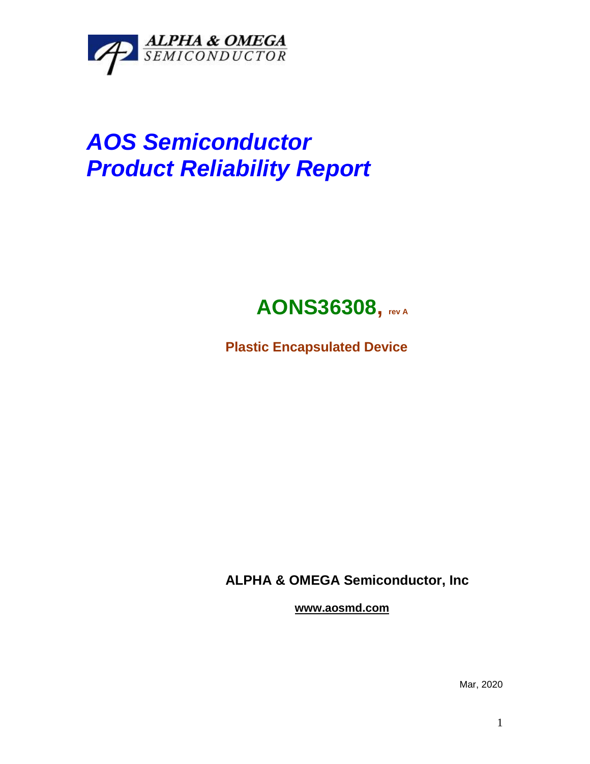ALPHA & OMEGA
SEMICONDUCTOR

# *AOS Semiconductor*
# *Product Reliability Report*

## AONS36308, rev A

**Plastic Encapsulated Device**

**ALPHA & OMEGA Semiconductor, Inc**

**www.aosmd.com**

Mar, 2020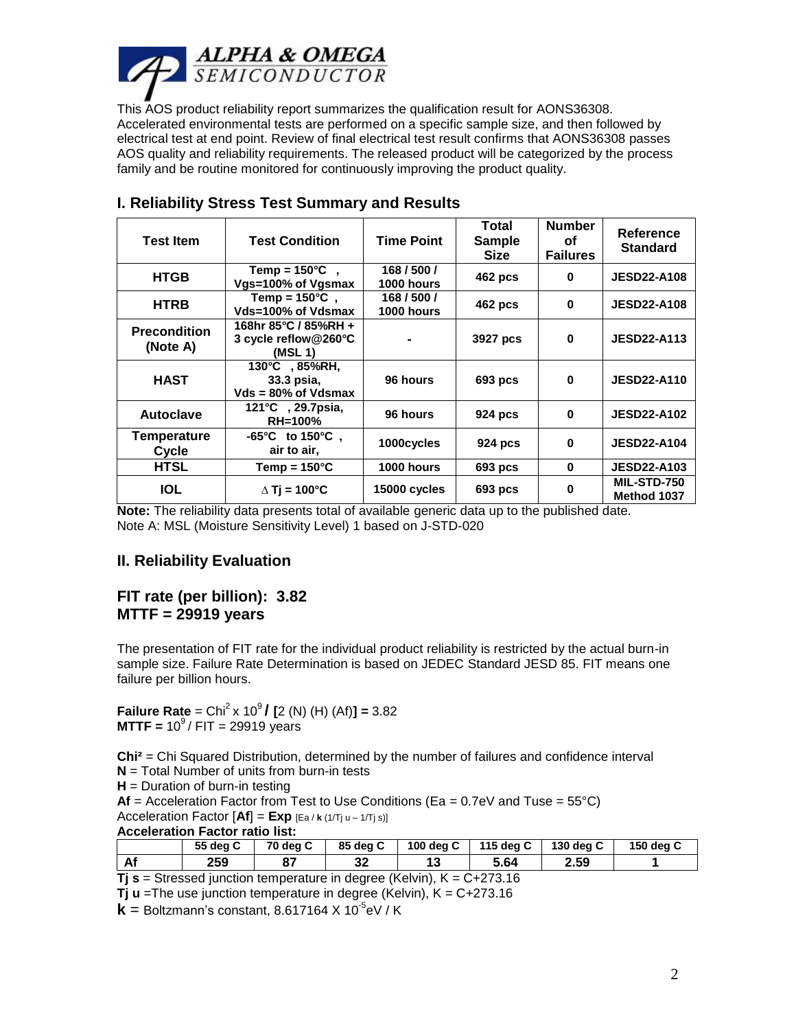**ALPHA & OMEGA SEMICONDUCTOR**

This AOS product reliability report summarizes the qualification result for AONS36308. Accelerated environmental tests are performed on a specific sample size, and then followed by electrical test at end point. Review of final electrical test result confirms that AONS36308 passes AOS quality and reliability requirements. The released product will be categorized by the process family and be routine monitored for continuously improving the product quality.

## I. Reliability Stress Test Summary and Results

| Test Item | Test Condition | Time Point | Total Sample Size | Number of Failures | Reference Standard |
|---|---|---|---|---|---|
| HTGB | Temp = 150°C , Vgs=100% of Vgsmax | 168 / 500 / 1000 hours | 462 pcs | 0 | JESD22-A108 |
| HTRB | Temp = 150°C , Vds=100% of Vdsmax | 168 / 500 / 1000 hours | 462 pcs | 0 | JESD22-A108 |
| Precondition (Note A) | 168hr 85°C / 85%RH + 3 cycle reflow@260°C (MSL 1) | - | 3927 pcs | 0 | JESD22-A113 |
| HAST | 130°C , 85%RH, 33.3 psia, Vds = 80% of Vdsmax | 96 hours | 693 pcs | 0 | JESD22-A110 |
| Autoclave | 121°C , 29.7psia, RH=100% | 96 hours | 924 pcs | 0 | JESD22-A102 |
| Temperature Cycle | -65°C to 150°C , air to air, | 1000cycles | 924 pcs | 0 | JESD22-A104 |
| HTSL | Temp = 150°C | 1000 hours | 693 pcs | 0 | JESD22-A103 |
| IOL | $\Delta$ Tj = 100°C | 15000 cycles | 693 pcs | 0 | MIL-STD-750 Method 1037 |

**Note:** The reliability data presents total of available generic data up to the published date.
Note A: MSL (Moisture Sensitivity Level) 1 based on J-STD-020

## II. Reliability Evaluation

### FIT rate (per billion): 3.82
### MTTF = 29919 years

The presentation of FIT rate for the individual product reliability is restricted by the actual burn-in sample size. Failure Rate Determination is based on JEDEC Standard JESD 85. FIT means one failure per billion hours.

**Failure Rate** = $Chi^2 \times 10^9$ **/ [**2 (N) (H) (Af)**] =** 3.82
**MTTF =** $10^9$ / FIT = 29919 years

**Chi²** = Chi Squared Distribution, determined by the number of failures and confidence interval
**N** = Total Number of units from burn-in tests
**H** = Duration of burn-in testing
**Af** = Acceleration Factor from Test to Use Conditions (Ea = 0.7eV and Tuse = 55°C)
Acceleration Factor [**Af**] = **Exp** [Ea / **k** (1/Tj u – 1/Tj s)]
**Acceleration Factor ratio list:**

| | 55 deg C | 70 deg C | 85 deg C | 100 deg C | 115 deg C | 130 deg C | 150 deg C |
|---|---|---|---|---|---|---|---|
| Af | 259 | 87 | 32 | 13 | 5.64 | 2.59 | 1 |

**Tj s** = Stressed junction temperature in degree (Kelvin), K = C+273.16
**Tj u** =The use junction temperature in degree (Kelvin), K = C+273.16
**k** = Boltzmann's constant, 8.617164 X $10^{-5}$eV / K